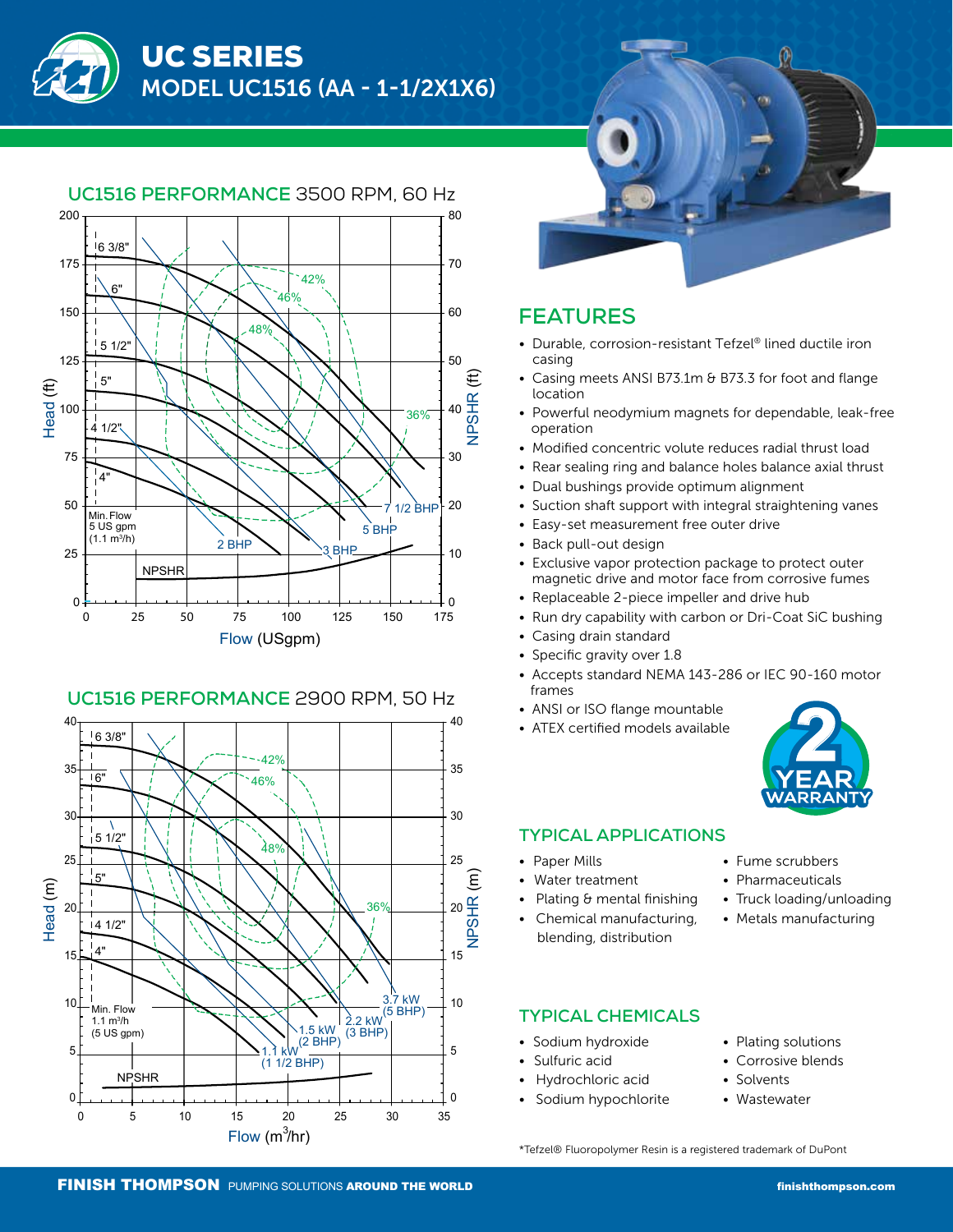# UC SERIES

## MODEL UC1516 (AA - 1-1/2X1X6)

### UC1516 PERFORMANCE 3500 RPM, 60 Hz

### UC1516 PERFORMANCE 2900 RPM, 50 Hz

## FEATURES

- Durable, corrosion-resistant Tefzel® lined ductile iron casing
- Casing meets ANSI B73.1m & B73.3 for foot and flange location
- Powerful neodymium magnets for dependable, leak-free operation
- Modified concentric volute reduces radial thrust load
- Rear sealing ring and balance holes balance axial thrust
- Dual bushings provide optimum alignment
- Suction shaft support with integral straightening vanes
- Easy-set measurement free outer drive
- Back pull-out design
- Exclusive vapor protection package to protect outer magnetic drive and motor face from corrosive fumes
- Replaceable 2-piece impeller and drive hub
- Run dry capability with carbon or Dri-Coat SiC bushing
- Casing drain standard
- Specific gravity over 1.8
- Accepts standard NEMA 143-286 or IEC 90-160 motor frames
- ANSI or ISO flange mountable
- ATEX certified models available

2 YEAR WARRANTY

## TYPICAL APPLICATIONS

- Paper Mills
- Water treatment
- Plating & mental finishing
- Chemical manufacturing, blending, distribution
- Fume scrubbers
- Pharmaceuticals
- Truck loading/unloading
- Metals manufacturing

## TYPICAL CHEMICALS

- Sodium hydroxide
- Sulfuric acid
- Hydrochloric acid
- Sodium hypochlorite
- Plating solutions
- Corrosive blends
- Solvents
- Wastewater

*Tefzel® Fluoropolymer Resin is a registered trademark of DuPont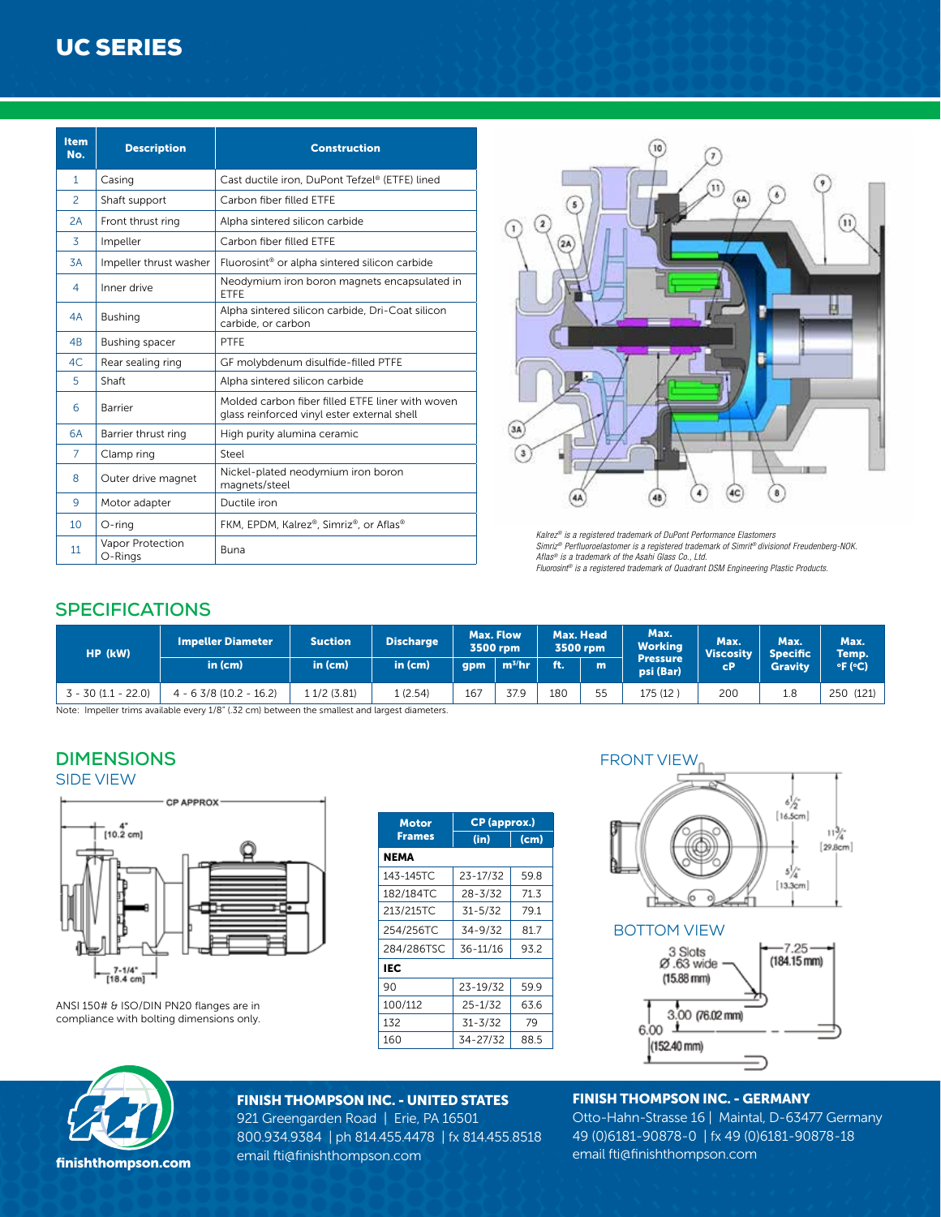# UC SERIES

| Item No. | Description | Construction |
|---|---|---|
| 1 | Casing | Cast ductile iron, DuPont Tefzel® (ETFE) lined |
| 2 | Shaft support | Carbon fiber filled ETFE |
| 2A | Front thrust ring | Alpha sintered silicon carbide |
| 3 | Impeller | Carbon fiber filled ETFE |
| 3A | Impeller thrust washer | Fluorosint® or alpha sintered silicon carbide |
| 4 | Inner drive | Neodymium iron boron magnets encapsulated in ETFE |
| 4A | Bushing | Alpha sintered silicon carbide, Dri-Coat silicon carbide, or carbon |
| 4B | Bushing spacer | PTFE |
| 4C | Rear sealing ring | GF molybdenum disulfide-filled PTFE |
| 5 | Shaft | Alpha sintered silicon carbide |
| 6 | Barrier | Molded carbon fiber filled ETFE liner with woven glass reinforced vinyl ester external shell |
| 6A | Barrier thrust ring | High purity alumina ceramic |
| 7 | Clamp ring | Steel |
| 8 | Outer drive magnet | Nickel-plated neodymium iron boron magnets/steel |
| 9 | Motor adapter | Ductile iron |
| 10 | O-ring | FKM, EPDM, Kalrez®, Simriz®, or Aflas® |
| 11 | Vapor Protection O-Rings | Buna |

*Kalrez® is a registered trademark of DuPont Performance Elastomers*
*Simriz® Perfluoroelastomer is a registered trademark of Simrit® divisionof Freudenberg-NOK.*
*Aflas® is a trademark of the Asahi Glass Co., Ltd.*
*Fluorosint® is a registered trademark of Quadrant DSM Engineering Plastic Products.*

## SPECIFICATIONS

| HP (kW) | Impeller Diameter | Suction | Discharge | Max. Flow 3500 rpm | | Max. Head 3500 rpm | | Max. Working Pressure psi (Bar) | Max. Viscosity cP | Max. Specific Gravity | Max. Temp. °F (°C) |
|---|---|---|---|---|---|---|---|---|---|---|---|
| | in (cm) | in (cm) | in (cm) | gpm | m³/hr | ft. | m | | | | |
| 3 - 30 (1.1 - 22.0) | 4 - 6 3/8 (10.2 - 16.2) | 1 1/2 (3.81) | 1 (2.54) | 167 | 37.9 | 180 | 55 | 175 (12 ) | 200 | 1.8 | 250 (121) |

Note: Impeller trims available every 1/8" (.32 cm) between the smallest and largest diameters.

## DIMENSIONS

### SIDE VIEW

CP APPROX
4" [10.2 cm]
7-1/4" [18.4 cm]

ANSI 150# & ISO/DIN PN20 flanges are in compliance with bolting dimensions only.

| Motor Frames | CP (approx.) (in) | CP (approx.) (cm) |
|---|---|---|
| **NEMA** | | |
| 143-145TC | 23-17/32 | 59.8 |
| 182/184TC | 28-3/32 | 71.3 |
| 213/215TC | 31-5/32 | 79.1 |
| 254/256TC | 34-9/32 | 81.7 |
| 284/286TSC | 36-11/16 | 93.2 |
| **IEC** | | |
| 90 | 23-19/32 | 59.9 |
| 100/112 | 25-1/32 | 63.6 |
| 132 | 31-3/32 | 79 |
| 160 | 34-27/32 | 88.5 |

### FRONT VIEW

6 1/2 [16.5cm]
11 3/4 [29.8cm]
5 1/4 [13.3cm]

### BOTTOM VIEW

3 Slots Ø .63 wide (15.88 mm)
7.25 (184.15 mm)
3.00 (76.02 mm)
6.00 (152.40 mm)

finishthompson.com

**FINISH THOMPSON INC. - UNITED STATES**
921 Greengarden Road | Erie, PA 16501
800.934.9384 | ph 814.455.4478 | fx 814.455.8518
email fti@finishthompson.com

**FINISH THOMPSON INC. - GERMANY**
Otto-Hahn-Strasse 16 | Maintal, D-63477 Germany
49 (0)6181-90878-0 | fx 49 (0)6181-90878-18
email fti@finishthompson.com